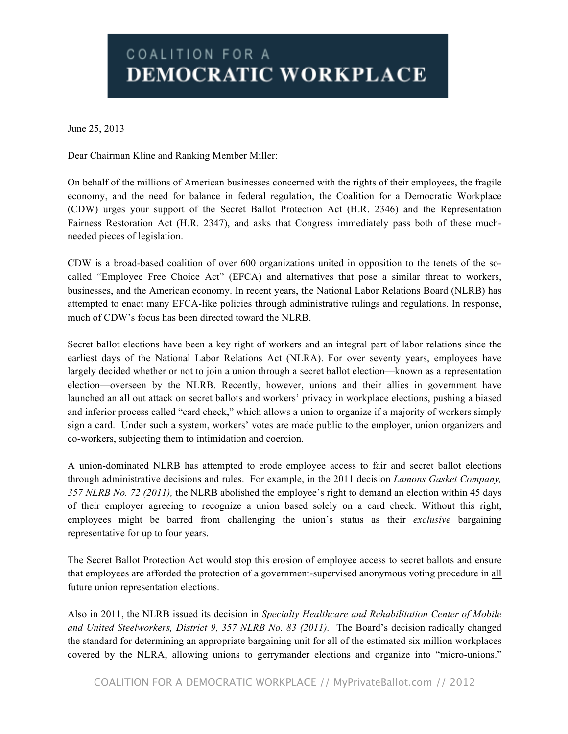# COALITION FOR A DEMOCRATIC WORKPLACE

June 25, 2013

Dear Chairman Kline and Ranking Member Miller:

On behalf of the millions of American businesses concerned with the rights of their employees, the fragile economy, and the need for balance in federal regulation, the Coalition for a Democratic Workplace (CDW) urges your support of the Secret Ballot Protection Act (H.R. 2346) and the Representation Fairness Restoration Act (H.R. 2347), and asks that Congress immediately pass both of these much-needed pieces of legislation.

CDW is a broad-based coalition of over 600 organizations united in opposition to the tenets of the so-called "Employee Free Choice Act" (EFCA) and alternatives that pose a similar threat to workers, businesses, and the American economy. In recent years, the National Labor Relations Board (NLRB) has attempted to enact many EFCA-like policies through administrative rulings and regulations. In response, much of CDW's focus has been directed toward the NLRB.

Secret ballot elections have been a key right of workers and an integral part of labor relations since the earliest days of the National Labor Relations Act (NLRA). For over seventy years, employees have largely decided whether or not to join a union through a secret ballot election—known as a representation election—overseen by the NLRB. Recently, however, unions and their allies in government have launched an all out attack on secret ballots and workers' privacy in workplace elections, pushing a biased and inferior process called "card check," which allows a union to organize if a majority of workers simply sign a card. Under such a system, workers' votes are made public to the employer, union organizers and co-workers, subjecting them to intimidation and coercion.

A union-dominated NLRB has attempted to erode employee access to fair and secret ballot elections through administrative decisions and rules. For example, in the 2011 decision *Lamons Gasket Company, 357 NLRB No. 72 (2011),* the NLRB abolished the employee's right to demand an election within 45 days of their employer agreeing to recognize a union based solely on a card check. Without this right, employees might be barred from challenging the union's status as their *exclusive* bargaining representative for up to four years.

The Secret Ballot Protection Act would stop this erosion of employee access to secret ballots and ensure that employees are afforded the protection of a government-supervised anonymous voting procedure in <u>all</u> future union representation elections.

Also in 2011, the NLRB issued its decision in *Specialty Healthcare and Rehabilitation Center of Mobile and United Steelworkers, District 9, 357 NLRB No. 83 (2011).* The Board's decision radically changed the standard for determining an appropriate bargaining unit for all of the estimated six million workplaces covered by the NLRA, allowing unions to gerrymander elections and organize into "micro-unions."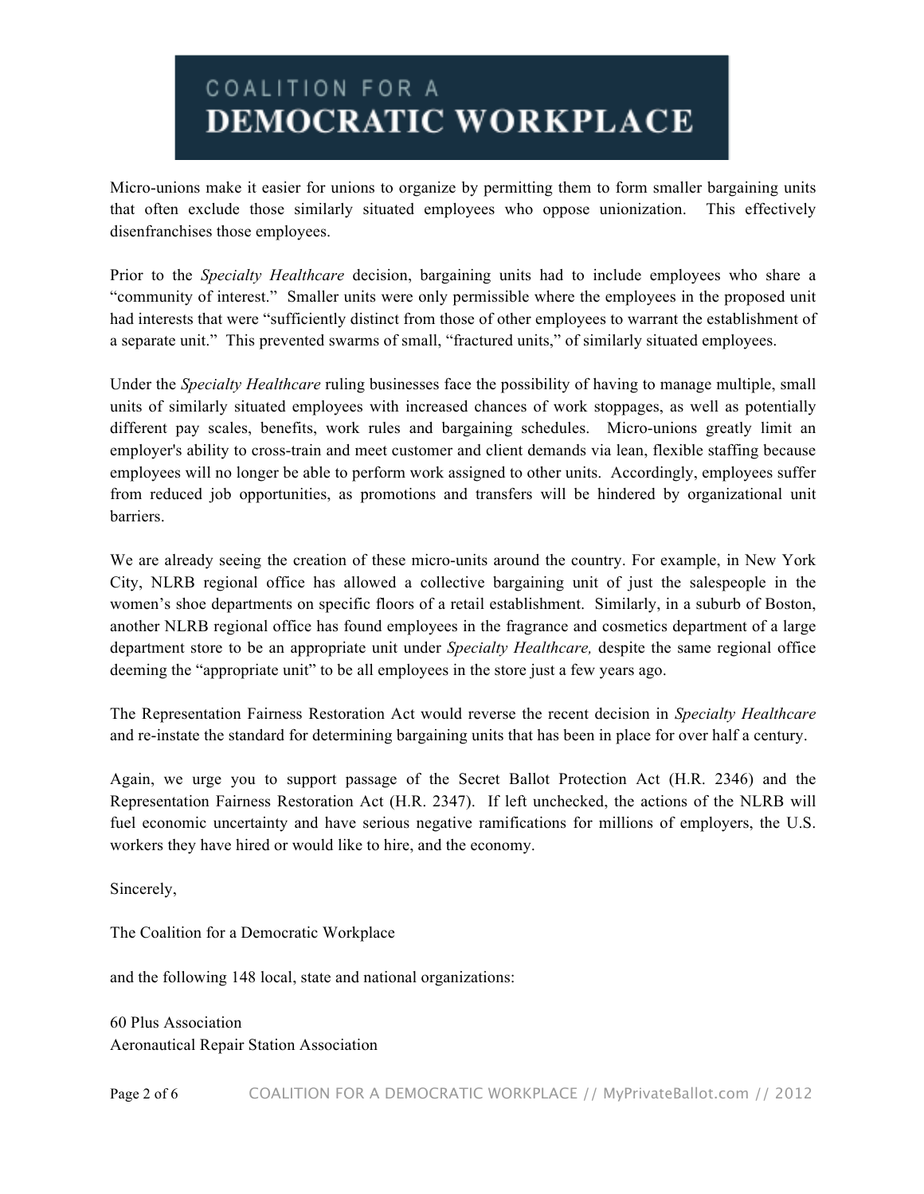Micro-unions make it easier for unions to organize by permitting them to form smaller bargaining units that often exclude those similarly situated employees who oppose unionization. This effectively disenfranchises those employees.

Prior to the *Specialty Healthcare* decision, bargaining units had to include employees who share a "community of interest." Smaller units were only permissible where the employees in the proposed unit had interests that were "sufficiently distinct from those of other employees to warrant the establishment of a separate unit." This prevented swarms of small, "fractured units," of similarly situated employees.

Under the *Specialty Healthcare* ruling businesses face the possibility of having to manage multiple, small units of similarly situated employees with increased chances of work stoppages, as well as potentially different pay scales, benefits, work rules and bargaining schedules. Micro-unions greatly limit an employer's ability to cross-train and meet customer and client demands via lean, flexible staffing because employees will no longer be able to perform work assigned to other units. Accordingly, employees suffer from reduced job opportunities, as promotions and transfers will be hindered by organizational unit barriers.

We are already seeing the creation of these micro-units around the country. For example, in New York City, NLRB regional office has allowed a collective bargaining unit of just the salespeople in the women's shoe departments on specific floors of a retail establishment. Similarly, in a suburb of Boston, another NLRB regional office has found employees in the fragrance and cosmetics department of a large department store to be an appropriate unit under *Specialty Healthcare,* despite the same regional office deeming the "appropriate unit" to be all employees in the store just a few years ago.

The Representation Fairness Restoration Act would reverse the recent decision in *Specialty Healthcare* and re-instate the standard for determining bargaining units that has been in place for over half a century.

Again, we urge you to support passage of the Secret Ballot Protection Act (H.R. 2346) and the Representation Fairness Restoration Act (H.R. 2347). If left unchecked, the actions of the NLRB will fuel economic uncertainty and have serious negative ramifications for millions of employers, the U.S. workers they have hired or would like to hire, and the economy.

Sincerely,

The Coalition for a Democratic Workplace

and the following 148 local, state and national organizations:

60 Plus Association
Aeronautical Repair Station Association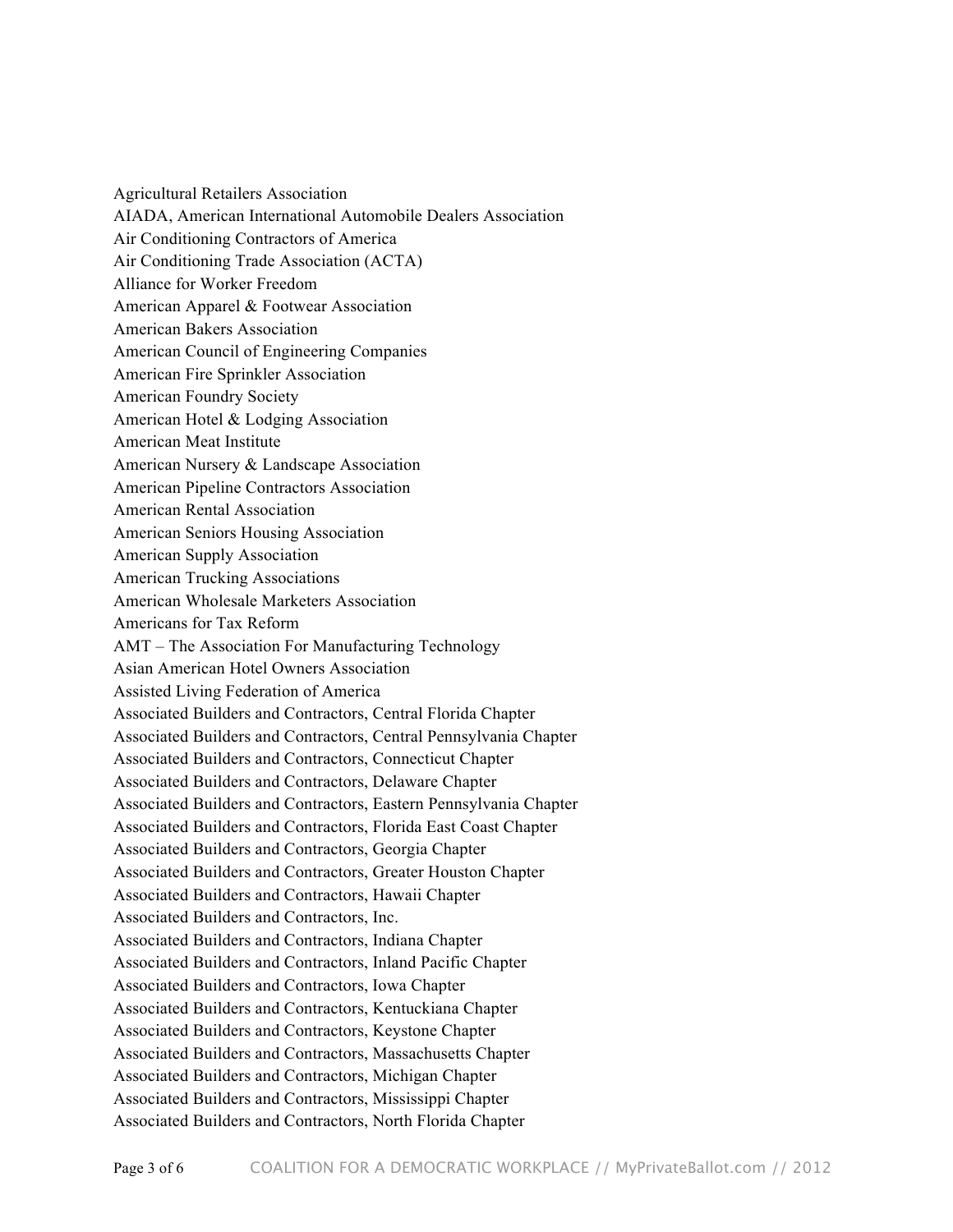Agricultural Retailers Association
AIADA, American International Automobile Dealers Association
Air Conditioning Contractors of America
Air Conditioning Trade Association (ACTA)
Alliance for Worker Freedom
American Apparel & Footwear Association
American Bakers Association
American Council of Engineering Companies
American Fire Sprinkler Association
American Foundry Society
American Hotel & Lodging Association
American Meat Institute
American Nursery & Landscape Association
American Pipeline Contractors Association
American Rental Association
American Seniors Housing Association
American Supply Association
American Trucking Associations
American Wholesale Marketers Association
Americans for Tax Reform
AMT – The Association For Manufacturing Technology
Asian American Hotel Owners Association
Assisted Living Federation of America
Associated Builders and Contractors, Central Florida Chapter
Associated Builders and Contractors, Central Pennsylvania Chapter
Associated Builders and Contractors, Connecticut Chapter
Associated Builders and Contractors, Delaware Chapter
Associated Builders and Contractors, Eastern Pennsylvania Chapter
Associated Builders and Contractors, Florida East Coast Chapter
Associated Builders and Contractors, Georgia Chapter
Associated Builders and Contractors, Greater Houston Chapter
Associated Builders and Contractors, Hawaii Chapter
Associated Builders and Contractors, Inc.
Associated Builders and Contractors, Indiana Chapter
Associated Builders and Contractors, Inland Pacific Chapter
Associated Builders and Contractors, Iowa Chapter
Associated Builders and Contractors, Kentuckiana Chapter
Associated Builders and Contractors, Keystone Chapter
Associated Builders and Contractors, Massachusetts Chapter
Associated Builders and Contractors, Michigan Chapter
Associated Builders and Contractors, Mississippi Chapter
Associated Builders and Contractors, North Florida Chapter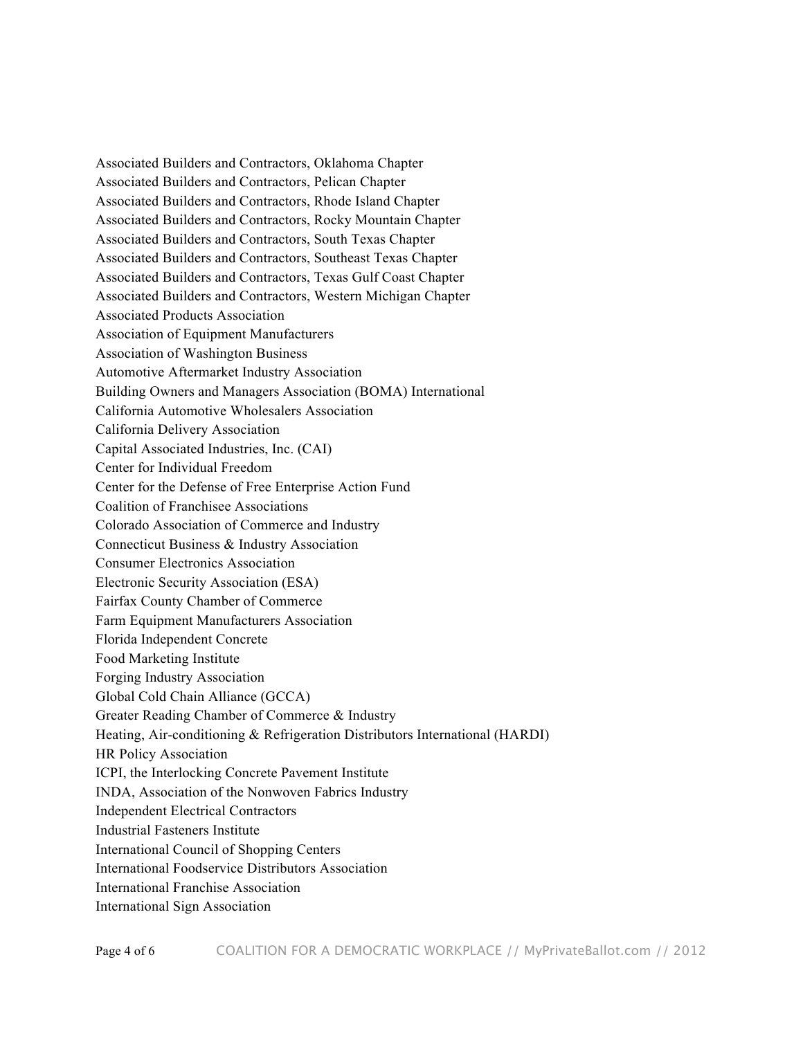Associated Builders and Contractors, Oklahoma Chapter
Associated Builders and Contractors, Pelican Chapter
Associated Builders and Contractors, Rhode Island Chapter
Associated Builders and Contractors, Rocky Mountain Chapter
Associated Builders and Contractors, South Texas Chapter
Associated Builders and Contractors, Southeast Texas Chapter
Associated Builders and Contractors, Texas Gulf Coast Chapter
Associated Builders and Contractors, Western Michigan Chapter
Associated Products Association
Association of Equipment Manufacturers
Association of Washington Business
Automotive Aftermarket Industry Association
Building Owners and Managers Association (BOMA) International
California Automotive Wholesalers Association
California Delivery Association
Capital Associated Industries, Inc. (CAI)
Center for Individual Freedom
Center for the Defense of Free Enterprise Action Fund
Coalition of Franchisee Associations
Colorado Association of Commerce and Industry
Connecticut Business & Industry Association
Consumer Electronics Association
Electronic Security Association (ESA)
Fairfax County Chamber of Commerce
Farm Equipment Manufacturers Association
Florida Independent Concrete
Food Marketing Institute
Forging Industry Association
Global Cold Chain Alliance (GCCA)
Greater Reading Chamber of Commerce & Industry
Heating, Air-conditioning & Refrigeration Distributors International (HARDI)
HR Policy Association
ICPI, the Interlocking Concrete Pavement Institute
INDA, Association of the Nonwoven Fabrics Industry
Independent Electrical Contractors
Industrial Fasteners Institute
International Council of Shopping Centers
International Foodservice Distributors Association
International Franchise Association
International Sign Association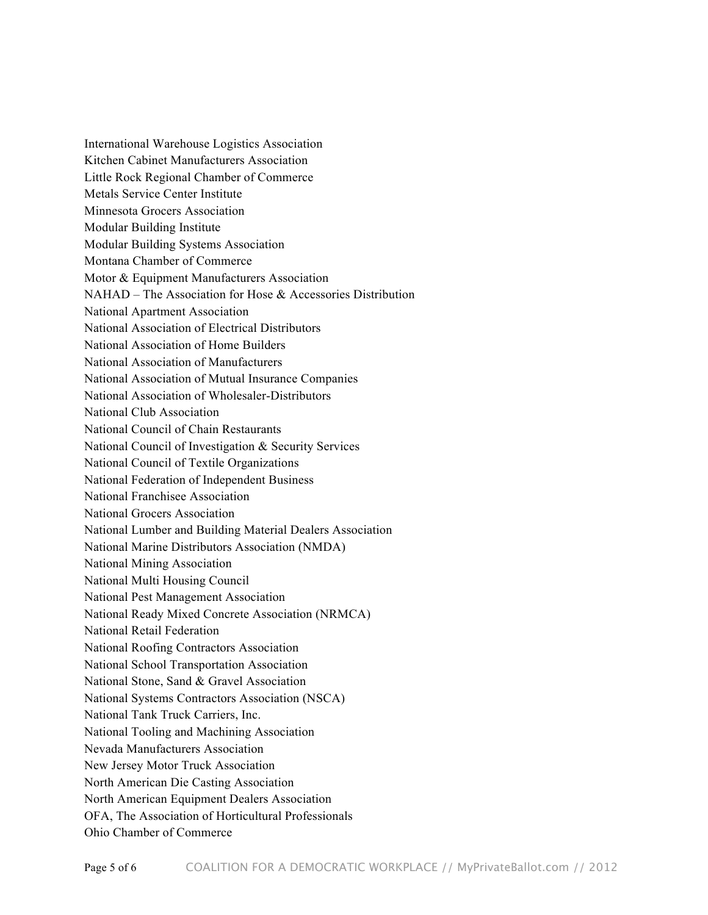International Warehouse Logistics Association
Kitchen Cabinet Manufacturers Association
Little Rock Regional Chamber of Commerce
Metals Service Center Institute
Minnesota Grocers Association
Modular Building Institute
Modular Building Systems Association
Montana Chamber of Commerce
Motor & Equipment Manufacturers Association
NAHAD – The Association for Hose & Accessories Distribution
National Apartment Association
National Association of Electrical Distributors
National Association of Home Builders
National Association of Manufacturers
National Association of Mutual Insurance Companies
National Association of Wholesaler-Distributors
National Club Association
National Council of Chain Restaurants
National Council of Investigation & Security Services
National Council of Textile Organizations
National Federation of Independent Business
National Franchisee Association
National Grocers Association
National Lumber and Building Material Dealers Association
National Marine Distributors Association (NMDA)
National Mining Association
National Multi Housing Council
National Pest Management Association
National Ready Mixed Concrete Association (NRMCA)
National Retail Federation
National Roofing Contractors Association
National School Transportation Association
National Stone, Sand & Gravel Association
National Systems Contractors Association (NSCA)
National Tank Truck Carriers, Inc.
National Tooling and Machining Association
Nevada Manufacturers Association
New Jersey Motor Truck Association
North American Die Casting Association
North American Equipment Dealers Association
OFA, The Association of Horticultural Professionals
Ohio Chamber of Commerce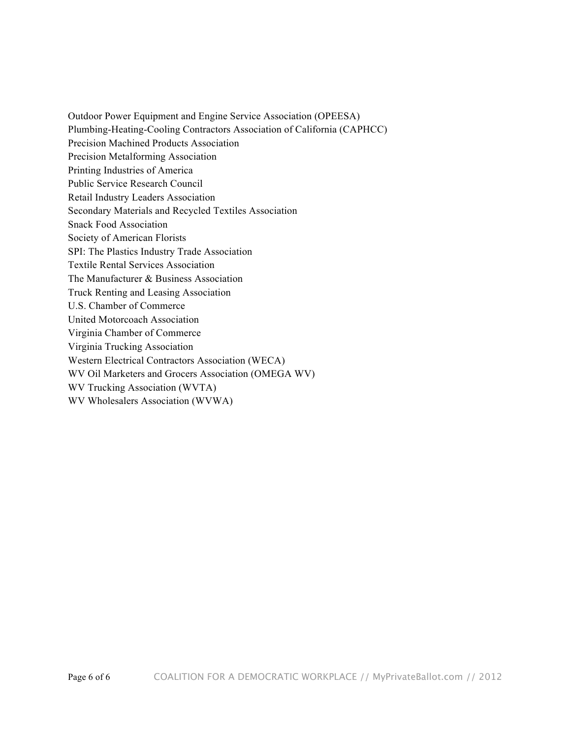Outdoor Power Equipment and Engine Service Association (OPEESA)
Plumbing-Heating-Cooling Contractors Association of California (CAPHCC)
Precision Machined Products Association
Precision Metalforming Association
Printing Industries of America
Public Service Research Council
Retail Industry Leaders Association
Secondary Materials and Recycled Textiles Association
Snack Food Association
Society of American Florists
SPI: The Plastics Industry Trade Association
Textile Rental Services Association
The Manufacturer & Business Association
Truck Renting and Leasing Association
U.S. Chamber of Commerce
United Motorcoach Association
Virginia Chamber of Commerce
Virginia Trucking Association
Western Electrical Contractors Association (WECA)
WV Oil Marketers and Grocers Association (OMEGA WV)
WV Trucking Association (WVTA)
WV Wholesalers Association (WVWA)